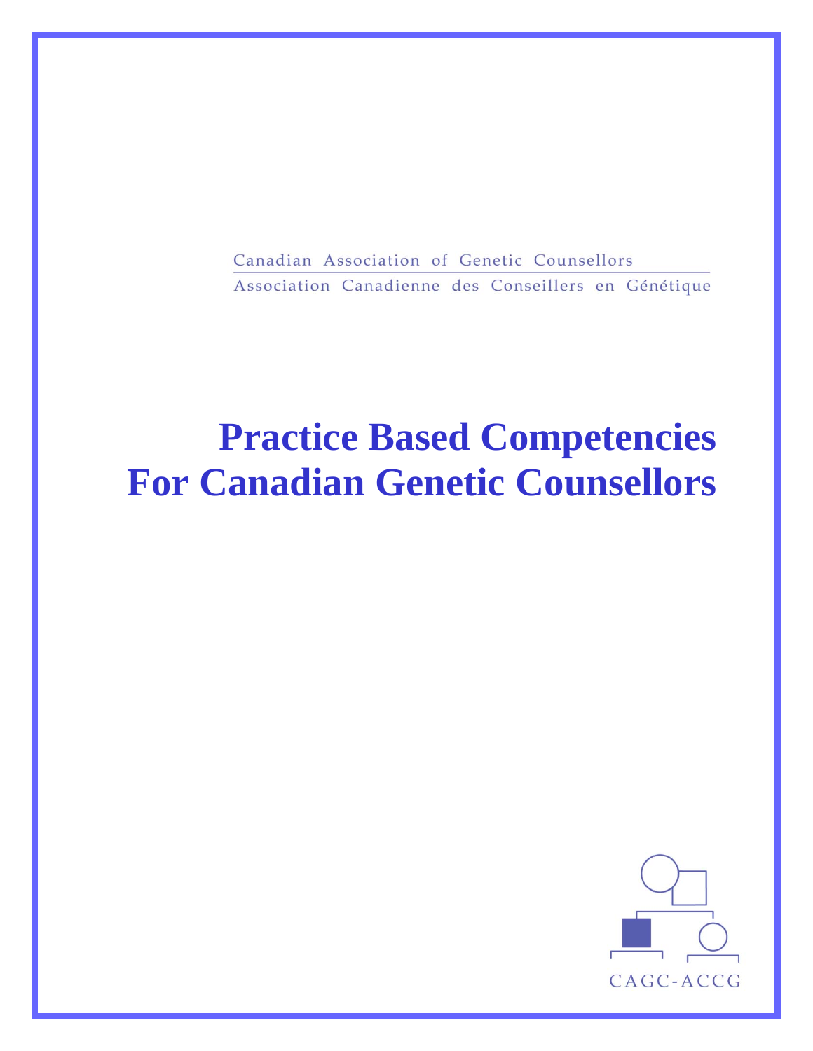Canadian Association of Genetic Counsellors

Association Canadienne des Conseillers en Génétique

# Practice Based Competencies For Canadian Genetic Counsellors

CAGC-ACCG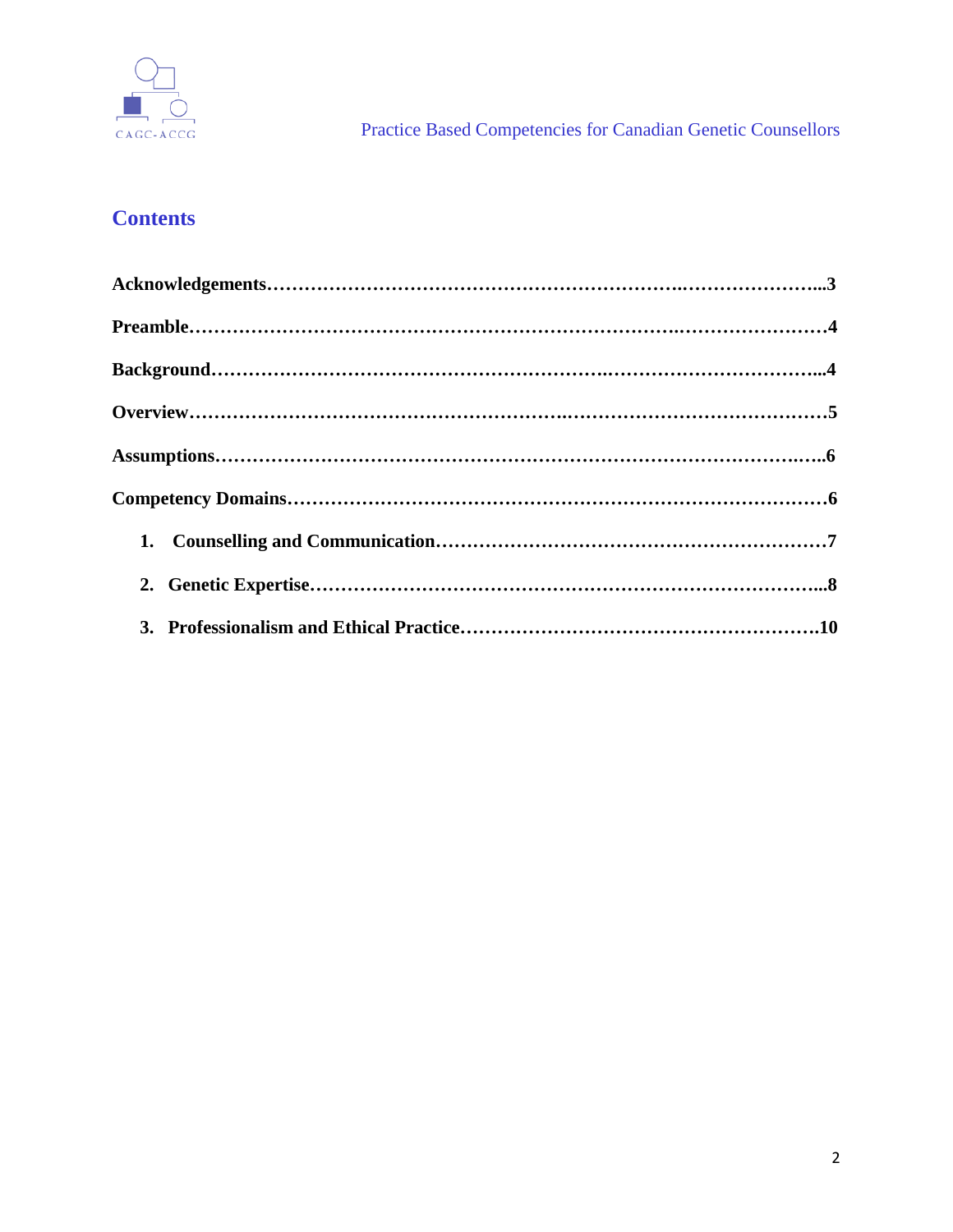## Contents

**Acknowledgements……………………………………………………….…………………...3**

**Preamble…………………………………………………………………..……………………4**

**Background……………………………………………….………………………………...4**

**Overview…………………………………………………..……………………………………5**

**Assumptions……………………………………………………………………………….…..6**

**Competency Domains…………………………………………………………………………6**

1. **Counselling and Communication……………………………………………………7**
2. **Genetic Expertise…………………………………………………………………...8**
3. **Professionalism and Ethical Practice………………………………………………….10**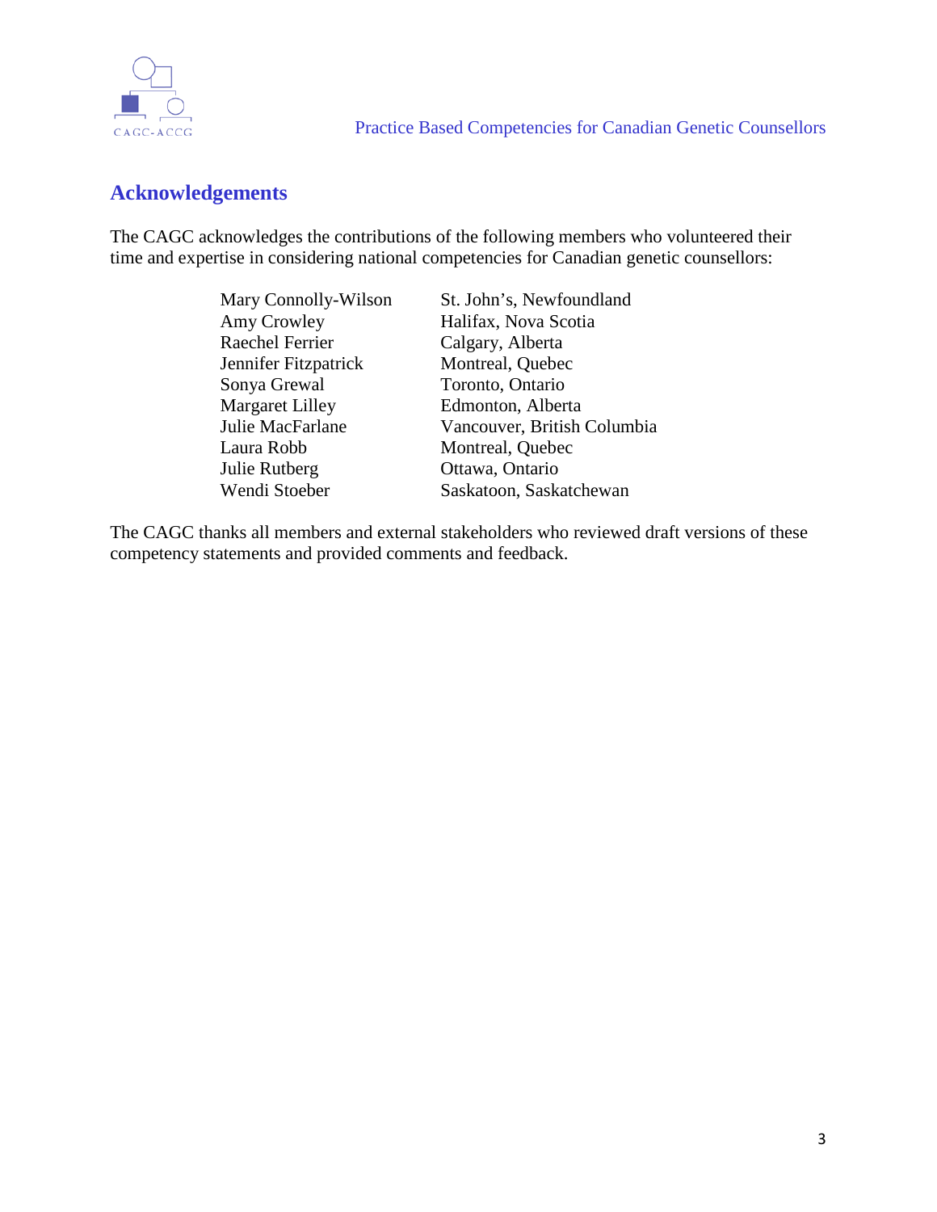## Acknowledgements

The CAGC acknowledges the contributions of the following members who volunteered their time and expertise in considering national competencies for Canadian genetic counsellors:

| | |
|---|---|
| Mary Connolly-Wilson | St. John's, Newfoundland |
| Amy Crowley | Halifax, Nova Scotia |
| Raechel Ferrier | Calgary, Alberta |
| Jennifer Fitzpatrick | Montreal, Quebec |
| Sonya Grewal | Toronto, Ontario |
| Margaret Lilley | Edmonton, Alberta |
| Julie MacFarlane | Vancouver, British Columbia |
| Laura Robb | Montreal, Quebec |
| Julie Rutberg | Ottawa, Ontario |
| Wendi Stoeber | Saskatoon, Saskatchewan |

The CAGC thanks all members and external stakeholders who reviewed draft versions of these competency statements and provided comments and feedback.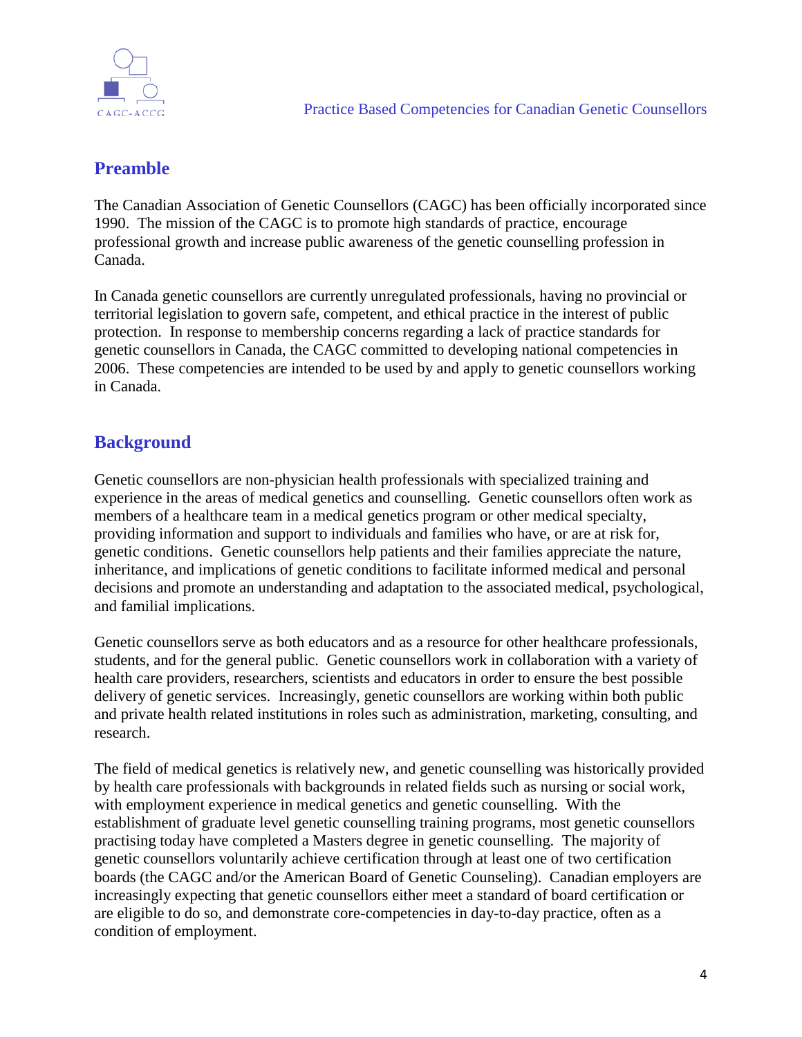## Preamble

The Canadian Association of Genetic Counsellors (CAGC) has been officially incorporated since 1990. The mission of the CAGC is to promote high standards of practice, encourage professional growth and increase public awareness of the genetic counselling profession in Canada.

In Canada genetic counsellors are currently unregulated professionals, having no provincial or territorial legislation to govern safe, competent, and ethical practice in the interest of public protection. In response to membership concerns regarding a lack of practice standards for genetic counsellors in Canada, the CAGC committed to developing national competencies in 2006. These competencies are intended to be used by and apply to genetic counsellors working in Canada.

## Background

Genetic counsellors are non-physician health professionals with specialized training and experience in the areas of medical genetics and counselling. Genetic counsellors often work as members of a healthcare team in a medical genetics program or other medical specialty, providing information and support to individuals and families who have, or are at risk for, genetic conditions. Genetic counsellors help patients and their families appreciate the nature, inheritance, and implications of genetic conditions to facilitate informed medical and personal decisions and promote an understanding and adaptation to the associated medical, psychological, and familial implications.

Genetic counsellors serve as both educators and as a resource for other healthcare professionals, students, and for the general public. Genetic counsellors work in collaboration with a variety of health care providers, researchers, scientists and educators in order to ensure the best possible delivery of genetic services. Increasingly, genetic counsellors are working within both public and private health related institutions in roles such as administration, marketing, consulting, and research.

The field of medical genetics is relatively new, and genetic counselling was historically provided by health care professionals with backgrounds in related fields such as nursing or social work, with employment experience in medical genetics and genetic counselling. With the establishment of graduate level genetic counselling training programs, most genetic counsellors practising today have completed a Masters degree in genetic counselling. The majority of genetic counsellors voluntarily achieve certification through at least one of two certification boards (the CAGC and/or the American Board of Genetic Counseling). Canadian employers are increasingly expecting that genetic counsellors either meet a standard of board certification or are eligible to do so, and demonstrate core-competencies in day-to-day practice, often as a condition of employment.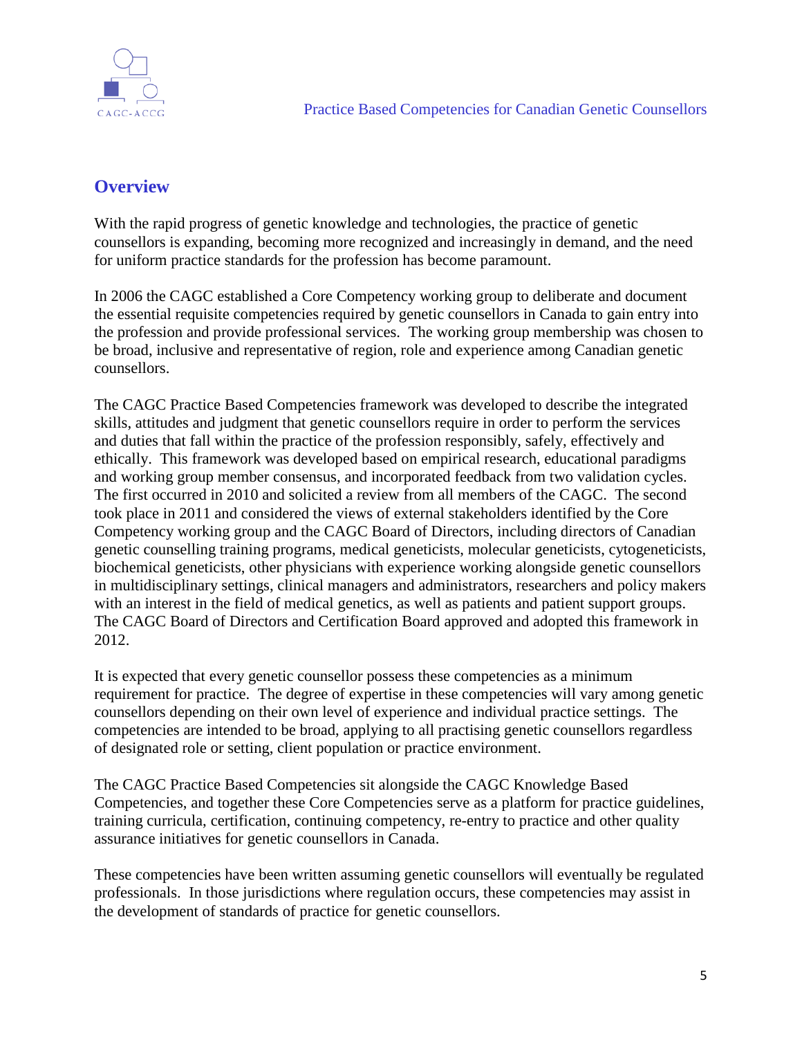## Overview

With the rapid progress of genetic knowledge and technologies, the practice of genetic counsellors is expanding, becoming more recognized and increasingly in demand, and the need for uniform practice standards for the profession has become paramount.

In 2006 the CAGC established a Core Competency working group to deliberate and document the essential requisite competencies required by genetic counsellors in Canada to gain entry into the profession and provide professional services. The working group membership was chosen to be broad, inclusive and representative of region, role and experience among Canadian genetic counsellors.

The CAGC Practice Based Competencies framework was developed to describe the integrated skills, attitudes and judgment that genetic counsellors require in order to perform the services and duties that fall within the practice of the profession responsibly, safely, effectively and ethically. This framework was developed based on empirical research, educational paradigms and working group member consensus, and incorporated feedback from two validation cycles. The first occurred in 2010 and solicited a review from all members of the CAGC. The second took place in 2011 and considered the views of external stakeholders identified by the Core Competency working group and the CAGC Board of Directors, including directors of Canadian genetic counselling training programs, medical geneticists, molecular geneticists, cytogeneticists, biochemical geneticists, other physicians with experience working alongside genetic counsellors in multidisciplinary settings, clinical managers and administrators, researchers and policy makers with an interest in the field of medical genetics, as well as patients and patient support groups. The CAGC Board of Directors and Certification Board approved and adopted this framework in 2012.

It is expected that every genetic counsellor possess these competencies as a minimum requirement for practice. The degree of expertise in these competencies will vary among genetic counsellors depending on their own level of experience and individual practice settings. The competencies are intended to be broad, applying to all practising genetic counsellors regardless of designated role or setting, client population or practice environment.

The CAGC Practice Based Competencies sit alongside the CAGC Knowledge Based Competencies, and together these Core Competencies serve as a platform for practice guidelines, training curricula, certification, continuing competency, re-entry to practice and other quality assurance initiatives for genetic counsellors in Canada.

These competencies have been written assuming genetic counsellors will eventually be regulated professionals. In those jurisdictions where regulation occurs, these competencies may assist in the development of standards of practice for genetic counsellors.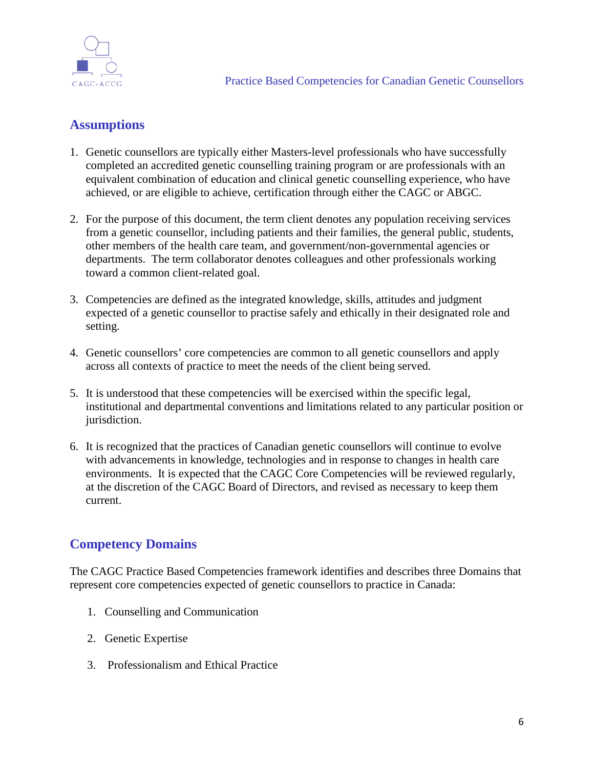## Assumptions

1. Genetic counsellors are typically either Masters-level professionals who have successfully completed an accredited genetic counselling training program or are professionals with an equivalent combination of education and clinical genetic counselling experience, who have achieved, or are eligible to achieve, certification through either the CAGC or ABGC.

2. For the purpose of this document, the term client denotes any population receiving services from a genetic counsellor, including patients and their families, the general public, students, other members of the health care team, and government/non-governmental agencies or departments. The term collaborator denotes colleagues and other professionals working toward a common client-related goal.

3. Competencies are defined as the integrated knowledge, skills, attitudes and judgment expected of a genetic counsellor to practise safely and ethically in their designated role and setting.

4. Genetic counsellors' core competencies are common to all genetic counsellors and apply across all contexts of practice to meet the needs of the client being served.

5. It is understood that these competencies will be exercised within the specific legal, institutional and departmental conventions and limitations related to any particular position or jurisdiction.

6. It is recognized that the practices of Canadian genetic counsellors will continue to evolve with advancements in knowledge, technologies and in response to changes in health care environments. It is expected that the CAGC Core Competencies will be reviewed regularly, at the discretion of the CAGC Board of Directors, and revised as necessary to keep them current.

## Competency Domains

The CAGC Practice Based Competencies framework identifies and describes three Domains that represent core competencies expected of genetic counsellors to practice in Canada:

1. Counselling and Communication
2. Genetic Expertise
3. Professionalism and Ethical Practice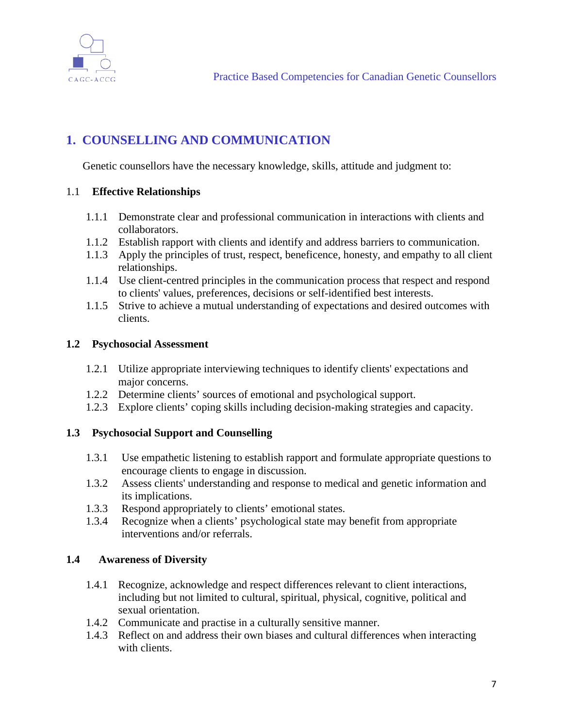## 1. COUNSELLING AND COMMUNICATION

Genetic counsellors have the necessary knowledge, skills, attitude and judgment to:

### 1.1 Effective Relationships

- 1.1.1 Demonstrate clear and professional communication in interactions with clients and collaborators.
- 1.1.2 Establish rapport with clients and identify and address barriers to communication.
- 1.1.3 Apply the principles of trust, respect, beneficence, honesty, and empathy to all client relationships.
- 1.1.4 Use client-centred principles in the communication process that respect and respond to clients' values, preferences, decisions or self-identified best interests.
- 1.1.5 Strive to achieve a mutual understanding of expectations and desired outcomes with clients.

### 1.2 Psychosocial Assessment

- 1.2.1 Utilize appropriate interviewing techniques to identify clients' expectations and major concerns.
- 1.2.2 Determine clients' sources of emotional and psychological support.
- 1.2.3 Explore clients' coping skills including decision-making strategies and capacity.

### 1.3 Psychosocial Support and Counselling

- 1.3.1 Use empathetic listening to establish rapport and formulate appropriate questions to encourage clients to engage in discussion.
- 1.3.2 Assess clients' understanding and response to medical and genetic information and its implications.
- 1.3.3 Respond appropriately to clients' emotional states.
- 1.3.4 Recognize when a clients' psychological state may benefit from appropriate interventions and/or referrals.

### 1.4 Awareness of Diversity

- 1.4.1 Recognize, acknowledge and respect differences relevant to client interactions, including but not limited to cultural, spiritual, physical, cognitive, political and sexual orientation.
- 1.4.2 Communicate and practise in a culturally sensitive manner.
- 1.4.3 Reflect on and address their own biases and cultural differences when interacting with clients.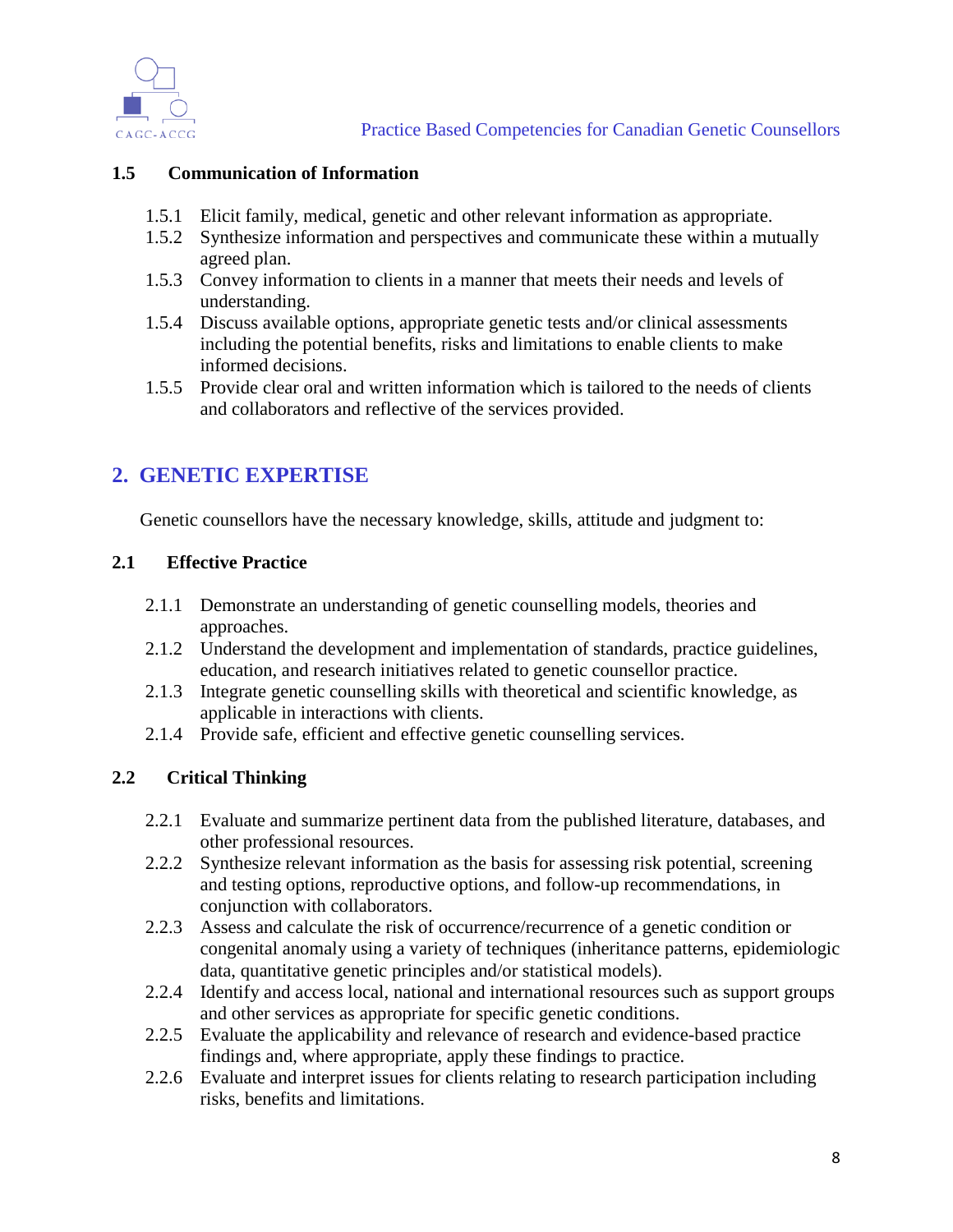### 1.5 Communication of Information

- 1.5.1 Elicit family, medical, genetic and other relevant information as appropriate.
- 1.5.2 Synthesize information and perspectives and communicate these within a mutually agreed plan.
- 1.5.3 Convey information to clients in a manner that meets their needs and levels of understanding.
- 1.5.4 Discuss available options, appropriate genetic tests and/or clinical assessments including the potential benefits, risks and limitations to enable clients to make informed decisions.
- 1.5.5 Provide clear oral and written information which is tailored to the needs of clients and collaborators and reflective of the services provided.

## 2. GENETIC EXPERTISE

Genetic counsellors have the necessary knowledge, skills, attitude and judgment to:

### 2.1 Effective Practice

- 2.1.1 Demonstrate an understanding of genetic counselling models, theories and approaches.
- 2.1.2 Understand the development and implementation of standards, practice guidelines, education, and research initiatives related to genetic counsellor practice.
- 2.1.3 Integrate genetic counselling skills with theoretical and scientific knowledge, as applicable in interactions with clients.
- 2.1.4 Provide safe, efficient and effective genetic counselling services.

### 2.2 Critical Thinking

- 2.2.1 Evaluate and summarize pertinent data from the published literature, databases, and other professional resources.
- 2.2.2 Synthesize relevant information as the basis for assessing risk potential, screening and testing options, reproductive options, and follow-up recommendations, in conjunction with collaborators.
- 2.2.3 Assess and calculate the risk of occurrence/recurrence of a genetic condition or congenital anomaly using a variety of techniques (inheritance patterns, epidemiologic data, quantitative genetic principles and/or statistical models).
- 2.2.4 Identify and access local, national and international resources such as support groups and other services as appropriate for specific genetic conditions.
- 2.2.5 Evaluate the applicability and relevance of research and evidence-based practice findings and, where appropriate, apply these findings to practice.
- 2.2.6 Evaluate and interpret issues for clients relating to research participation including risks, benefits and limitations.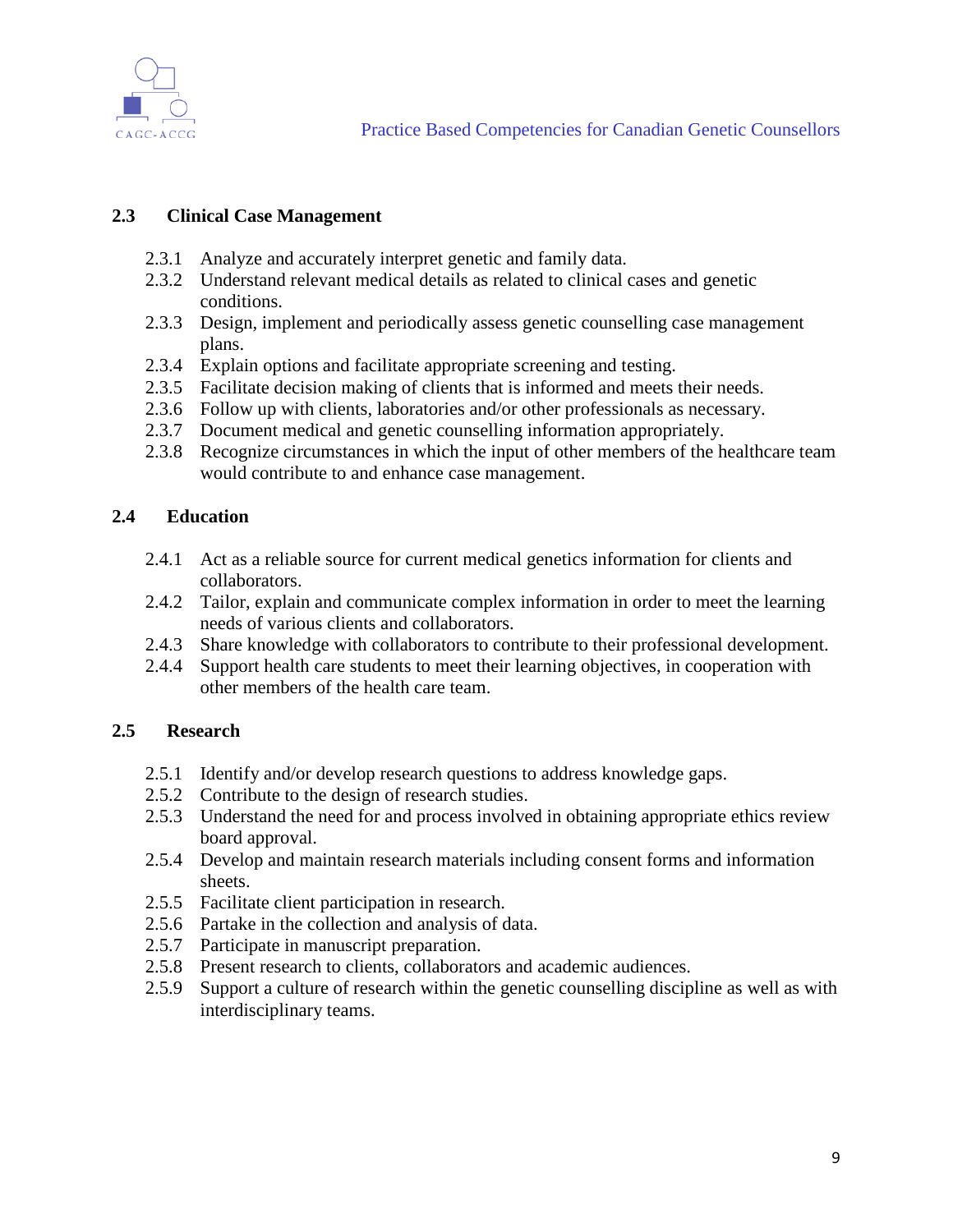## 2.3 Clinical Case Management

- 2.3.1 Analyze and accurately interpret genetic and family data.
- 2.3.2 Understand relevant medical details as related to clinical cases and genetic conditions.
- 2.3.3 Design, implement and periodically assess genetic counselling case management plans.
- 2.3.4 Explain options and facilitate appropriate screening and testing.
- 2.3.5 Facilitate decision making of clients that is informed and meets their needs.
- 2.3.6 Follow up with clients, laboratories and/or other professionals as necessary.
- 2.3.7 Document medical and genetic counselling information appropriately.
- 2.3.8 Recognize circumstances in which the input of other members of the healthcare team would contribute to and enhance case management.

## 2.4 Education

- 2.4.1 Act as a reliable source for current medical genetics information for clients and collaborators.
- 2.4.2 Tailor, explain and communicate complex information in order to meet the learning needs of various clients and collaborators.
- 2.4.3 Share knowledge with collaborators to contribute to their professional development.
- 2.4.4 Support health care students to meet their learning objectives, in cooperation with other members of the health care team.

## 2.5 Research

- 2.5.1 Identify and/or develop research questions to address knowledge gaps.
- 2.5.2 Contribute to the design of research studies.
- 2.5.3 Understand the need for and process involved in obtaining appropriate ethics review board approval.
- 2.5.4 Develop and maintain research materials including consent forms and information sheets.
- 2.5.5 Facilitate client participation in research.
- 2.5.6 Partake in the collection and analysis of data.
- 2.5.7 Participate in manuscript preparation.
- 2.5.8 Present research to clients, collaborators and academic audiences.
- 2.5.9 Support a culture of research within the genetic counselling discipline as well as with interdisciplinary teams.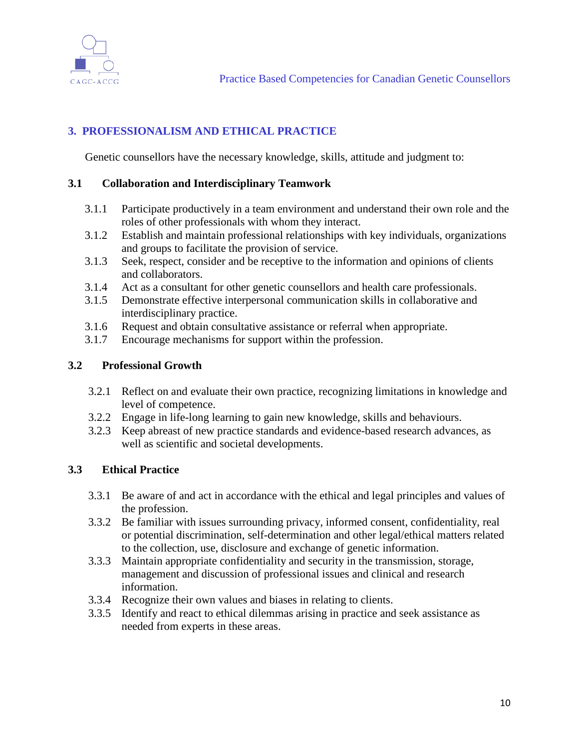## 3. PROFESSIONALISM AND ETHICAL PRACTICE

Genetic counsellors have the necessary knowledge, skills, attitude and judgment to:

### 3.1 Collaboration and Interdisciplinary Teamwork

- 3.1.1 Participate productively in a team environment and understand their own role and the roles of other professionals with whom they interact.
- 3.1.2 Establish and maintain professional relationships with key individuals, organizations and groups to facilitate the provision of service.
- 3.1.3 Seek, respect, consider and be receptive to the information and opinions of clients and collaborators.
- 3.1.4 Act as a consultant for other genetic counsellors and health care professionals.
- 3.1.5 Demonstrate effective interpersonal communication skills in collaborative and interdisciplinary practice.
- 3.1.6 Request and obtain consultative assistance or referral when appropriate.
- 3.1.7 Encourage mechanisms for support within the profession.

### 3.2 Professional Growth

- 3.2.1 Reflect on and evaluate their own practice, recognizing limitations in knowledge and level of competence.
- 3.2.2 Engage in life-long learning to gain new knowledge, skills and behaviours.
- 3.2.3 Keep abreast of new practice standards and evidence-based research advances, as well as scientific and societal developments.

### 3.3 Ethical Practice

- 3.3.1 Be aware of and act in accordance with the ethical and legal principles and values of the profession.
- 3.3.2 Be familiar with issues surrounding privacy, informed consent, confidentiality, real or potential discrimination, self-determination and other legal/ethical matters related to the collection, use, disclosure and exchange of genetic information.
- 3.3.3 Maintain appropriate confidentiality and security in the transmission, storage, management and discussion of professional issues and clinical and research information.
- 3.3.4 Recognize their own values and biases in relating to clients.
- 3.3.5 Identify and react to ethical dilemmas arising in practice and seek assistance as needed from experts in these areas.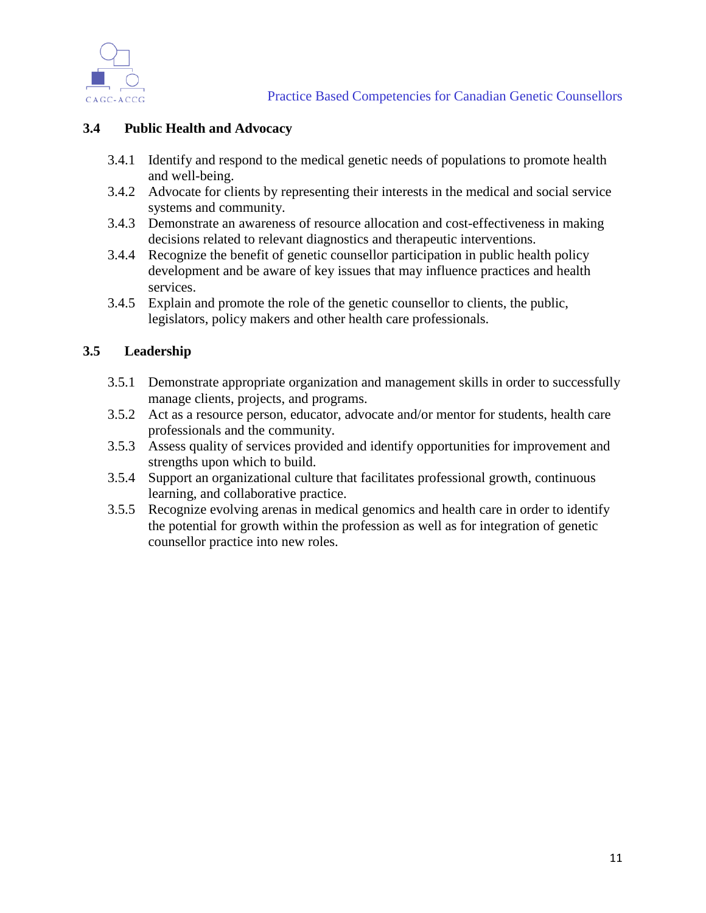### 3.4 Public Health and Advocacy

- 3.4.1 Identify and respond to the medical genetic needs of populations to promote health and well-being.
- 3.4.2 Advocate for clients by representing their interests in the medical and social service systems and community.
- 3.4.3 Demonstrate an awareness of resource allocation and cost-effectiveness in making decisions related to relevant diagnostics and therapeutic interventions.
- 3.4.4 Recognize the benefit of genetic counsellor participation in public health policy development and be aware of key issues that may influence practices and health services.
- 3.4.5 Explain and promote the role of the genetic counsellor to clients, the public, legislators, policy makers and other health care professionals.

### 3.5 Leadership

- 3.5.1 Demonstrate appropriate organization and management skills in order to successfully manage clients, projects, and programs.
- 3.5.2 Act as a resource person, educator, advocate and/or mentor for students, health care professionals and the community.
- 3.5.3 Assess quality of services provided and identify opportunities for improvement and strengths upon which to build.
- 3.5.4 Support an organizational culture that facilitates professional growth, continuous learning, and collaborative practice.
- 3.5.5 Recognize evolving arenas in medical genomics and health care in order to identify the potential for growth within the profession as well as for integration of genetic counsellor practice into new roles.